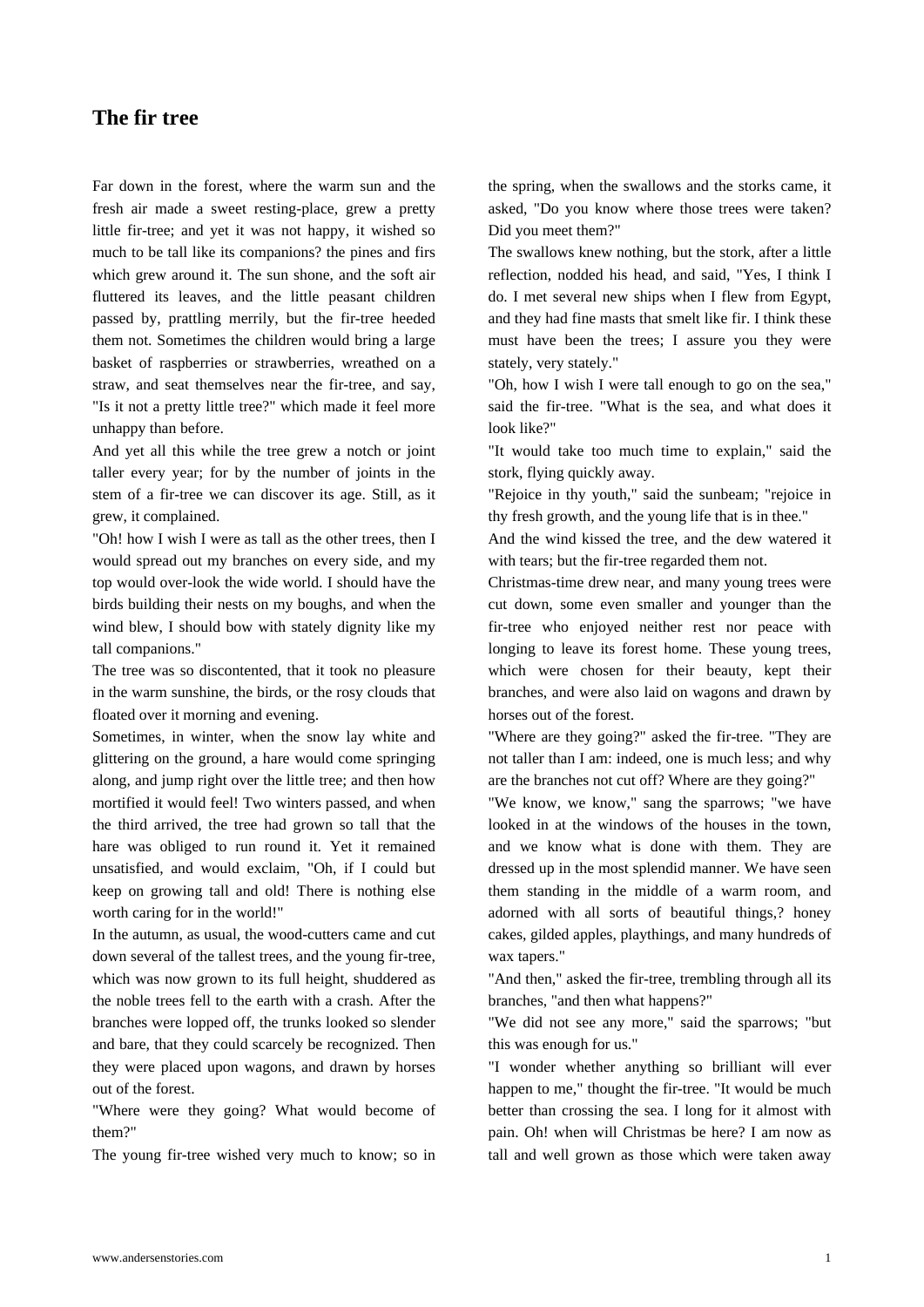# The fir tree

Far down in the forest, where the warm sun and the fresh air made a sweet resting-place, grew a pretty little fir-tree; and yet it was not happy, it wished so much to be tall like its companions? the pines and firs which grew around it. The sun shone, and the soft air fluttered its leaves, and the little peasant children passed by, prattling merrily, but the fir-tree heeded them not. Sometimes the children would bring a large basket of raspberries or strawberries, wreathed on a straw, and seat themselves near the fir-tree, and say, "Is it not a pretty little tree?" which made it feel more unhappy than before.

And yet all this while the tree grew a notch or joint taller every year; for by the number of joints in the stem of a fir-tree we can discover its age. Still, as it grew, it complained.

"Oh! how I wish I were as tall as the other trees, then I would spread out my branches on every side, and my top would over-look the wide world. I should have the birds building their nests on my boughs, and when the wind blew, I should bow with stately dignity like my tall companions."

The tree was so discontented, that it took no pleasure in the warm sunshine, the birds, or the rosy clouds that floated over it morning and evening.

Sometimes, in winter, when the snow lay white and glittering on the ground, a hare would come springing along, and jump right over the little tree; and then how mortified it would feel! Two winters passed, and when the third arrived, the tree had grown so tall that the hare was obliged to run round it. Yet it remained unsatisfied, and would exclaim, "Oh, if I could but keep on growing tall and old! There is nothing else worth caring for in the world!"

In the autumn, as usual, the wood-cutters came and cut down several of the tallest trees, and the young fir-tree, which was now grown to its full height, shuddered as the noble trees fell to the earth with a crash. After the branches were lopped off, the trunks looked so slender and bare, that they could scarcely be recognized. Then they were placed upon wagons, and drawn by horses out of the forest.

"Where were they going? What would become of them?"

The young fir-tree wished very much to know; so in the spring, when the swallows and the storks came, it asked, "Do you know where those trees were taken? Did you meet them?"

The swallows knew nothing, but the stork, after a little reflection, nodded his head, and said, "Yes, I think I do. I met several new ships when I flew from Egypt, and they had fine masts that smelt like fir. I think these must have been the trees; I assure you they were stately, very stately."

"Oh, how I wish I were tall enough to go on the sea," said the fir-tree. "What is the sea, and what does it look like?"

"It would take too much time to explain," said the stork, flying quickly away.

"Rejoice in thy youth," said the sunbeam; "rejoice in thy fresh growth, and the young life that is in thee."

And the wind kissed the tree, and the dew watered it with tears; but the fir-tree regarded them not.

Christmas-time drew near, and many young trees were cut down, some even smaller and younger than the fir-tree who enjoyed neither rest nor peace with longing to leave its forest home. These young trees, which were chosen for their beauty, kept their branches, and were also laid on wagons and drawn by horses out of the forest.

"Where are they going?" asked the fir-tree. "They are not taller than I am: indeed, one is much less; and why are the branches not cut off? Where are they going?"

"We know, we know," sang the sparrows; "we have looked in at the windows of the houses in the town, and we know what is done with them. They are dressed up in the most splendid manner. We have seen them standing in the middle of a warm room, and adorned with all sorts of beautiful things,? honey cakes, gilded apples, playthings, and many hundreds of wax tapers."

"And then," asked the fir-tree, trembling through all its branches, "and then what happens?"

"We did not see any more," said the sparrows; "but this was enough for us."

"I wonder whether anything so brilliant will ever happen to me," thought the fir-tree. "It would be much better than crossing the sea. I long for it almost with pain. Oh! when will Christmas be here? I am now as tall and well grown as those which were taken away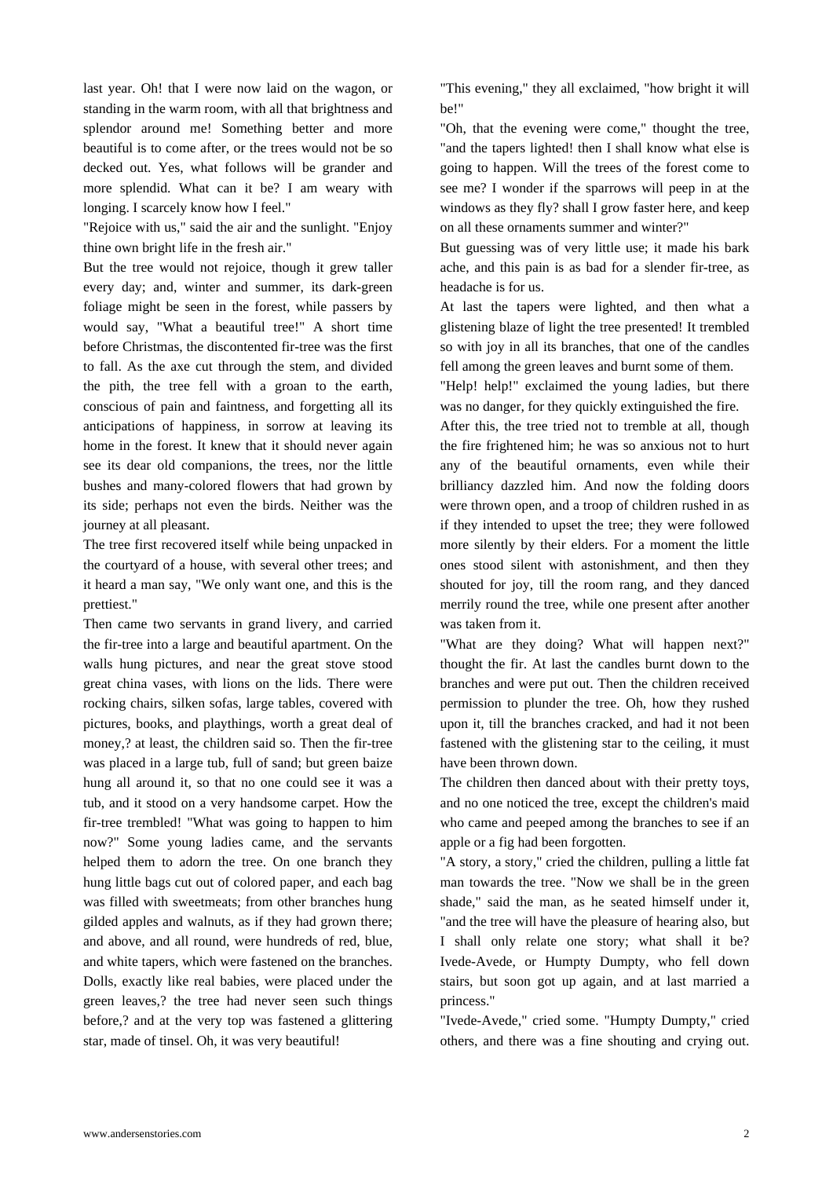last year. Oh! that I were now laid on the wagon, or standing in the warm room, with all that brightness and splendor around me! Something better and more beautiful is to come after, or the trees would not be so decked out. Yes, what follows will be grander and more splendid. What can it be? I am weary with longing. I scarcely know how I feel."

"Rejoice with us," said the air and the sunlight. "Enjoy thine own bright life in the fresh air."

But the tree would not rejoice, though it grew taller every day; and, winter and summer, its dark-green foliage might be seen in the forest, while passers by would say, "What a beautiful tree!" A short time before Christmas, the discontented fir-tree was the first to fall. As the axe cut through the stem, and divided the pith, the tree fell with a groan to the earth, conscious of pain and faintness, and forgetting all its anticipations of happiness, in sorrow at leaving its home in the forest. It knew that it should never again see its dear old companions, the trees, nor the little bushes and many-colored flowers that had grown by its side; perhaps not even the birds. Neither was the journey at all pleasant.

The tree first recovered itself while being unpacked in the courtyard of a house, with several other trees; and it heard a man say, "We only want one, and this is the prettiest."

Then came two servants in grand livery, and carried the fir-tree into a large and beautiful apartment. On the walls hung pictures, and near the great stove stood great china vases, with lions on the lids. There were rocking chairs, silken sofas, large tables, covered with pictures, books, and playthings, worth a great deal of money,? at least, the children said so. Then the fir-tree was placed in a large tub, full of sand; but green baize hung all around it, so that no one could see it was a tub, and it stood on a very handsome carpet. How the fir-tree trembled! "What was going to happen to him now?" Some young ladies came, and the servants helped them to adorn the tree. On one branch they hung little bags cut out of colored paper, and each bag was filled with sweetmeats; from other branches hung gilded apples and walnuts, as if they had grown there; and above, and all round, were hundreds of red, blue, and white tapers, which were fastened on the branches. Dolls, exactly like real babies, were placed under the green leaves,? the tree had never seen such things before,? and at the very top was fastened a glittering star, made of tinsel. Oh, it was very beautiful!

"This evening," they all exclaimed, "how bright it will be!"

"Oh, that the evening were come," thought the tree, "and the tapers lighted! then I shall know what else is going to happen. Will the trees of the forest come to see me? I wonder if the sparrows will peep in at the windows as they fly? shall I grow faster here, and keep on all these ornaments summer and winter?"

But guessing was of very little use; it made his bark ache, and this pain is as bad for a slender fir-tree, as headache is for us.

At last the tapers were lighted, and then what a glistening blaze of light the tree presented! It trembled so with joy in all its branches, that one of the candles fell among the green leaves and burnt some of them.

"Help! help!" exclaimed the young ladies, but there was no danger, for they quickly extinguished the fire.

After this, the tree tried not to tremble at all, though the fire frightened him; he was so anxious not to hurt any of the beautiful ornaments, even while their brilliancy dazzled him. And now the folding doors were thrown open, and a troop of children rushed in as if they intended to upset the tree; they were followed more silently by their elders. For a moment the little ones stood silent with astonishment, and then they shouted for joy, till the room rang, and they danced merrily round the tree, while one present after another was taken from it.

"What are they doing? What will happen next?" thought the fir. At last the candles burnt down to the branches and were put out. Then the children received permission to plunder the tree. Oh, how they rushed upon it, till the branches cracked, and had it not been fastened with the glistening star to the ceiling, it must have been thrown down.

The children then danced about with their pretty toys, and no one noticed the tree, except the children's maid who came and peeped among the branches to see if an apple or a fig had been forgotten.

"A story, a story," cried the children, pulling a little fat man towards the tree. "Now we shall be in the green shade," said the man, as he seated himself under it, "and the tree will have the pleasure of hearing also, but I shall only relate one story; what shall it be? Ivede-Avede, or Humpty Dumpty, who fell down stairs, but soon got up again, and at last married a princess."

"Ivede-Avede," cried some. "Humpty Dumpty," cried others, and there was a fine shouting and crying out.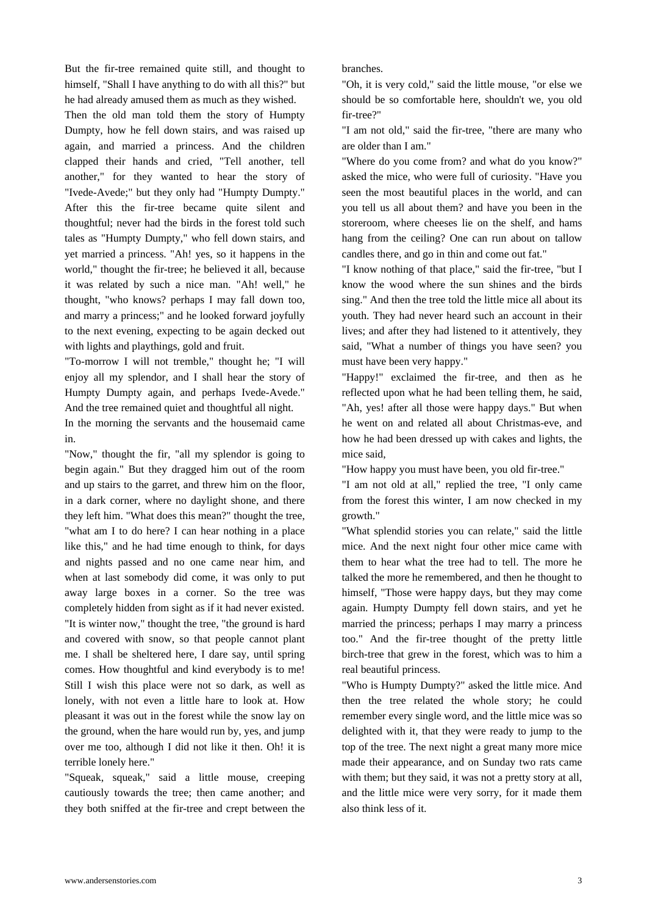But the fir-tree remained quite still, and thought to himself, "Shall I have anything to do with all this?" but he had already amused them as much as they wished.

Then the old man told them the story of Humpty Dumpty, how he fell down stairs, and was raised up again, and married a princess. And the children clapped their hands and cried, "Tell another, tell another," for they wanted to hear the story of "Ivede-Avede;" but they only had "Humpty Dumpty." After this the fir-tree became quite silent and thoughtful; never had the birds in the forest told such tales as "Humpty Dumpty," who fell down stairs, and yet married a princess. "Ah! yes, so it happens in the world," thought the fir-tree; he believed it all, because it was related by such a nice man. "Ah! well," he thought, "who knows? perhaps I may fall down too, and marry a princess;" and he looked forward joyfully to the next evening, expecting to be again decked out with lights and playthings, gold and fruit.

"To-morrow I will not tremble," thought he; "I will enjoy all my splendor, and I shall hear the story of Humpty Dumpty again, and perhaps Ivede-Avede." And the tree remained quiet and thoughtful all night.

In the morning the servants and the housemaid came in.

"Now," thought the fir, "all my splendor is going to begin again." But they dragged him out of the room and up stairs to the garret, and threw him on the floor, in a dark corner, where no daylight shone, and there they left him. "What does this mean?" thought the tree, "what am I to do here? I can hear nothing in a place like this," and he had time enough to think, for days and nights passed and no one came near him, and when at last somebody did come, it was only to put away large boxes in a corner. So the tree was completely hidden from sight as if it had never existed. "It is winter now," thought the tree, "the ground is hard and covered with snow, so that people cannot plant me. I shall be sheltered here, I dare say, until spring comes. How thoughtful and kind everybody is to me! Still I wish this place were not so dark, as well as lonely, with not even a little hare to look at. How pleasant it was out in the forest while the snow lay on the ground, when the hare would run by, yes, and jump over me too, although I did not like it then. Oh! it is terrible lonely here."

"Squeak, squeak," said a little mouse, creeping cautiously towards the tree; then came another; and they both sniffed at the fir-tree and crept between the branches.

"Oh, it is very cold," said the little mouse, "or else we should be so comfortable here, shouldn't we, you old fir-tree?"

"I am not old," said the fir-tree, "there are many who are older than I am."

"Where do you come from? and what do you know?" asked the mice, who were full of curiosity. "Have you seen the most beautiful places in the world, and can you tell us all about them? and have you been in the storeroom, where cheeses lie on the shelf, and hams hang from the ceiling? One can run about on tallow candles there, and go in thin and come out fat."

"I know nothing of that place," said the fir-tree, "but I know the wood where the sun shines and the birds sing." And then the tree told the little mice all about its youth. They had never heard such an account in their lives; and after they had listened to it attentively, they said, "What a number of things you have seen? you must have been very happy."

"Happy!" exclaimed the fir-tree, and then as he reflected upon what he had been telling them, he said, "Ah, yes! after all those were happy days." But when he went on and related all about Christmas-eve, and how he had been dressed up with cakes and lights, the mice said,

"How happy you must have been, you old fir-tree."

"I am not old at all," replied the tree, "I only came from the forest this winter, I am now checked in my growth."

"What splendid stories you can relate," said the little mice. And the next night four other mice came with them to hear what the tree had to tell. The more he talked the more he remembered, and then he thought to himself, "Those were happy days, but they may come again. Humpty Dumpty fell down stairs, and yet he married the princess; perhaps I may marry a princess too." And the fir-tree thought of the pretty little birch-tree that grew in the forest, which was to him a real beautiful princess.

"Who is Humpty Dumpty?" asked the little mice. And then the tree related the whole story; he could remember every single word, and the little mice was so delighted with it, that they were ready to jump to the top of the tree. The next night a great many more mice made their appearance, and on Sunday two rats came with them; but they said, it was not a pretty story at all, and the little mice were very sorry, for it made them also think less of it.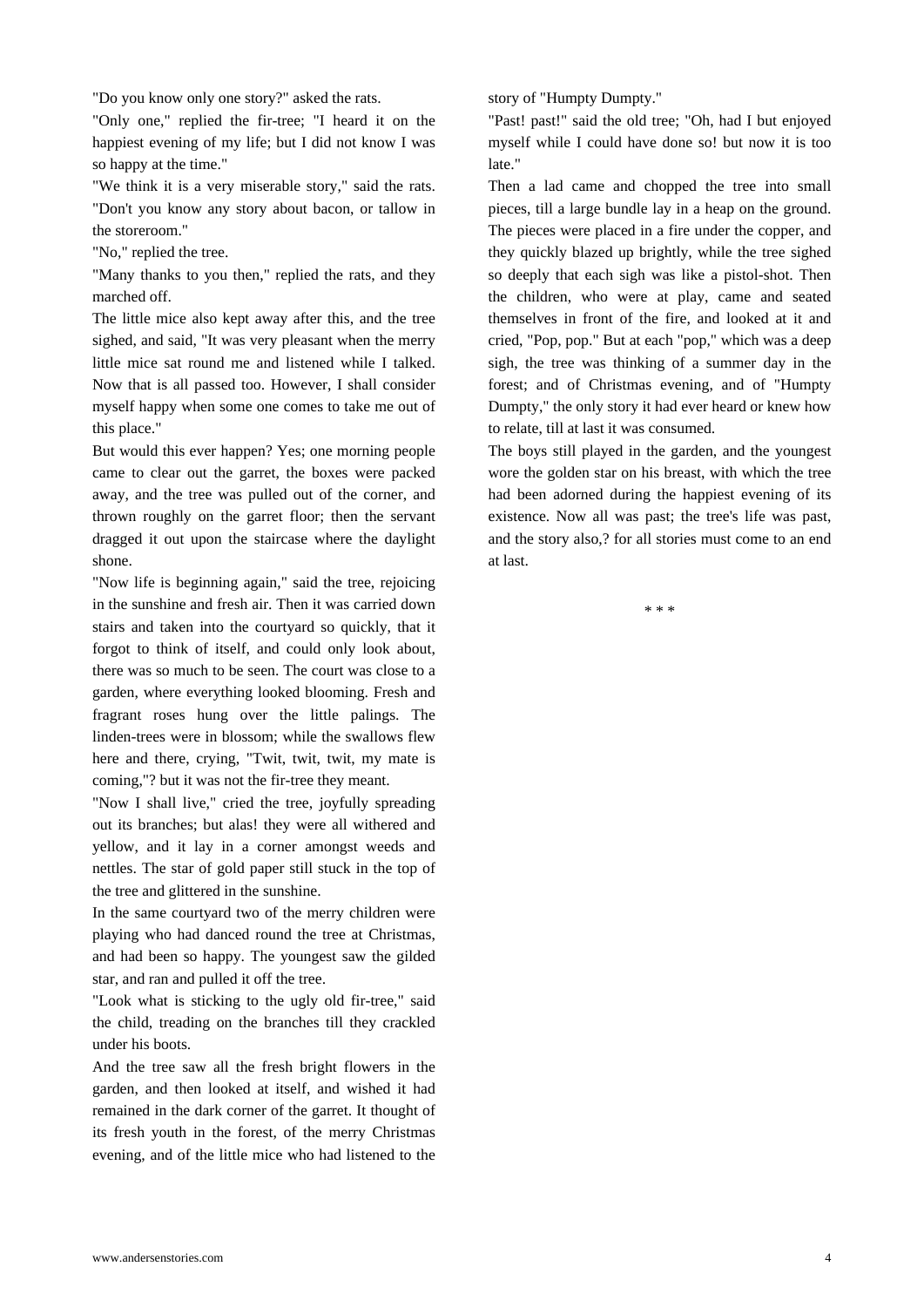"Do you know only one story?" asked the rats.

"Only one," replied the fir-tree; "I heard it on the happiest evening of my life; but I did not know I was so happy at the time."

"We think it is a very miserable story," said the rats. "Don't you know any story about bacon, or tallow in the storeroom."

"No," replied the tree.

"Many thanks to you then," replied the rats, and they marched off.

The little mice also kept away after this, and the tree sighed, and said, "It was very pleasant when the merry little mice sat round me and listened while I talked. Now that is all passed too. However, I shall consider myself happy when some one comes to take me out of this place."

But would this ever happen? Yes; one morning people came to clear out the garret, the boxes were packed away, and the tree was pulled out of the corner, and thrown roughly on the garret floor; then the servant dragged it out upon the staircase where the daylight shone.

"Now life is beginning again," said the tree, rejoicing in the sunshine and fresh air. Then it was carried down stairs and taken into the courtyard so quickly, that it forgot to think of itself, and could only look about, there was so much to be seen. The court was close to a garden, where everything looked blooming. Fresh and fragrant roses hung over the little palings. The linden-trees were in blossom; while the swallows flew here and there, crying, "Twit, twit, twit, my mate is coming,"? but it was not the fir-tree they meant.

"Now I shall live," cried the tree, joyfully spreading out its branches; but alas! they were all withered and yellow, and it lay in a corner amongst weeds and nettles. The star of gold paper still stuck in the top of the tree and glittered in the sunshine.

In the same courtyard two of the merry children were playing who had danced round the tree at Christmas, and had been so happy. The youngest saw the gilded star, and ran and pulled it off the tree.

"Look what is sticking to the ugly old fir-tree," said the child, treading on the branches till they crackled under his boots.

And the tree saw all the fresh bright flowers in the garden, and then looked at itself, and wished it had remained in the dark corner of the garret. It thought of its fresh youth in the forest, of the merry Christmas evening, and of the little mice who had listened to the story of "Humpty Dumpty."

"Past! past!" said the old tree; "Oh, had I but enjoyed myself while I could have done so! but now it is too late."

Then a lad came and chopped the tree into small pieces, till a large bundle lay in a heap on the ground. The pieces were placed in a fire under the copper, and they quickly blazed up brightly, while the tree sighed so deeply that each sigh was like a pistol-shot. Then the children, who were at play, came and seated themselves in front of the fire, and looked at it and cried, "Pop, pop." But at each "pop," which was a deep sigh, the tree was thinking of a summer day in the forest; and of Christmas evening, and of "Humpty Dumpty," the only story it had ever heard or knew how to relate, till at last it was consumed.

The boys still played in the garden, and the youngest wore the golden star on his breast, with which the tree had been adorned during the happiest evening of its existence. Now all was past; the tree's life was past, and the story also,? for all stories must come to an end at last.

* * *